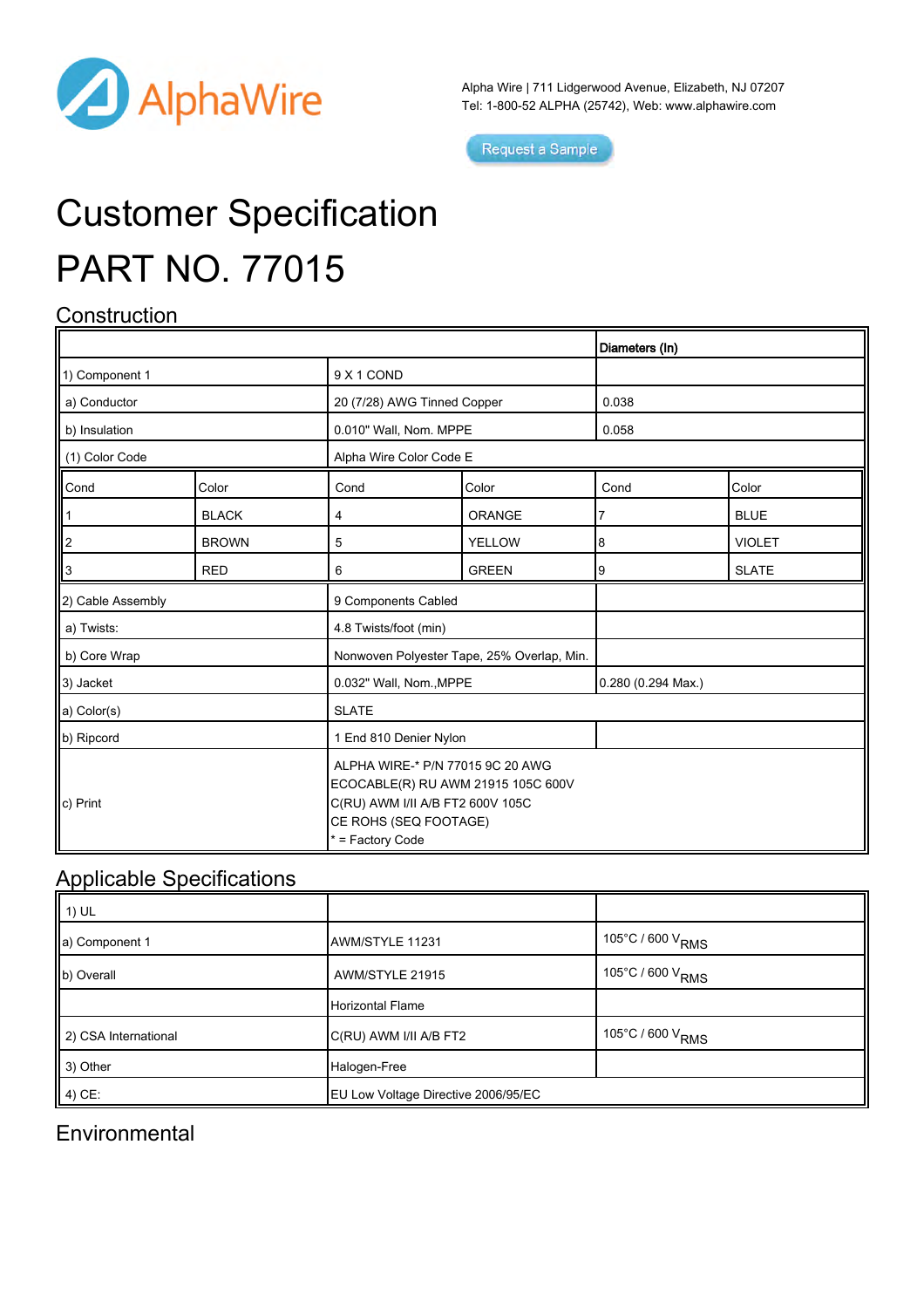AlphaWire

Alpha Wire | 711 Lidgerwood Avenue, Elizabeth, NJ 07207
Tel: 1-800-52 ALPHA (25742), Web: www.alphawire.com

Request a Sample

# Customer Specification

# PART NO. 77015

## Construction

| | | | | Diameters (In) | |
|---|---|---|---|---|---|
| 1) Component 1 | | 9 X 1 COND | | | |
| a) Conductor | | 20 (7/28) AWG Tinned Copper | | 0.038 | |
| b) Insulation | | 0.010" Wall, Nom. MPPE | | 0.058 | |
| (1) Color Code | | Alpha Wire Color Code E | | | |
| Cond | Color | Cond | Color | Cond | Color |
| 1 | BLACK | 4 | ORANGE | 7 | BLUE |
| 2 | BROWN | 5 | YELLOW | 8 | VIOLET |
| 3 | RED | 6 | GREEN | 9 | SLATE |
| 2) Cable Assembly | | 9 Components Cabled | | | |
| a) Twists: | | 4.8 Twists/foot (min) | | | |
| b) Core Wrap | | Nonwoven Polyester Tape, 25% Overlap, Min. | | | |
| 3) Jacket | | 0.032" Wall, Nom.,MPPE | | 0.280 (0.294 Max.) | |
| a) Color(s) | | SLATE | | | |
| b) Ripcord | | 1 End 810 Denier Nylon | | | |
| c) Print | | ALPHA WIRE-* P/N 77015 9C 20 AWG ECOCABLE(R) RU AWM 21915 105C 600V C(RU) AWM I/II A/B FT2 600V 105C CE ROHS (SEQ FOOTAGE) * = Factory Code | | | |

## Applicable Specifications

| | | |
|---|---|---|
| 1) UL | | |
| a) Component 1 | AWM/STYLE 11231 | 105°C / 600 $V_{RMS}$ |
| b) Overall | AWM/STYLE 21915 | 105°C / 600 $V_{RMS}$ |
| | Horizontal Flame | |
| 2) CSA International | C(RU) AWM I/II A/B FT2 | 105°C / 600 $V_{RMS}$ |
| 3) Other | Halogen-Free | |
| 4) CE: | EU Low Voltage Directive 2006/95/EC | |

## Environmental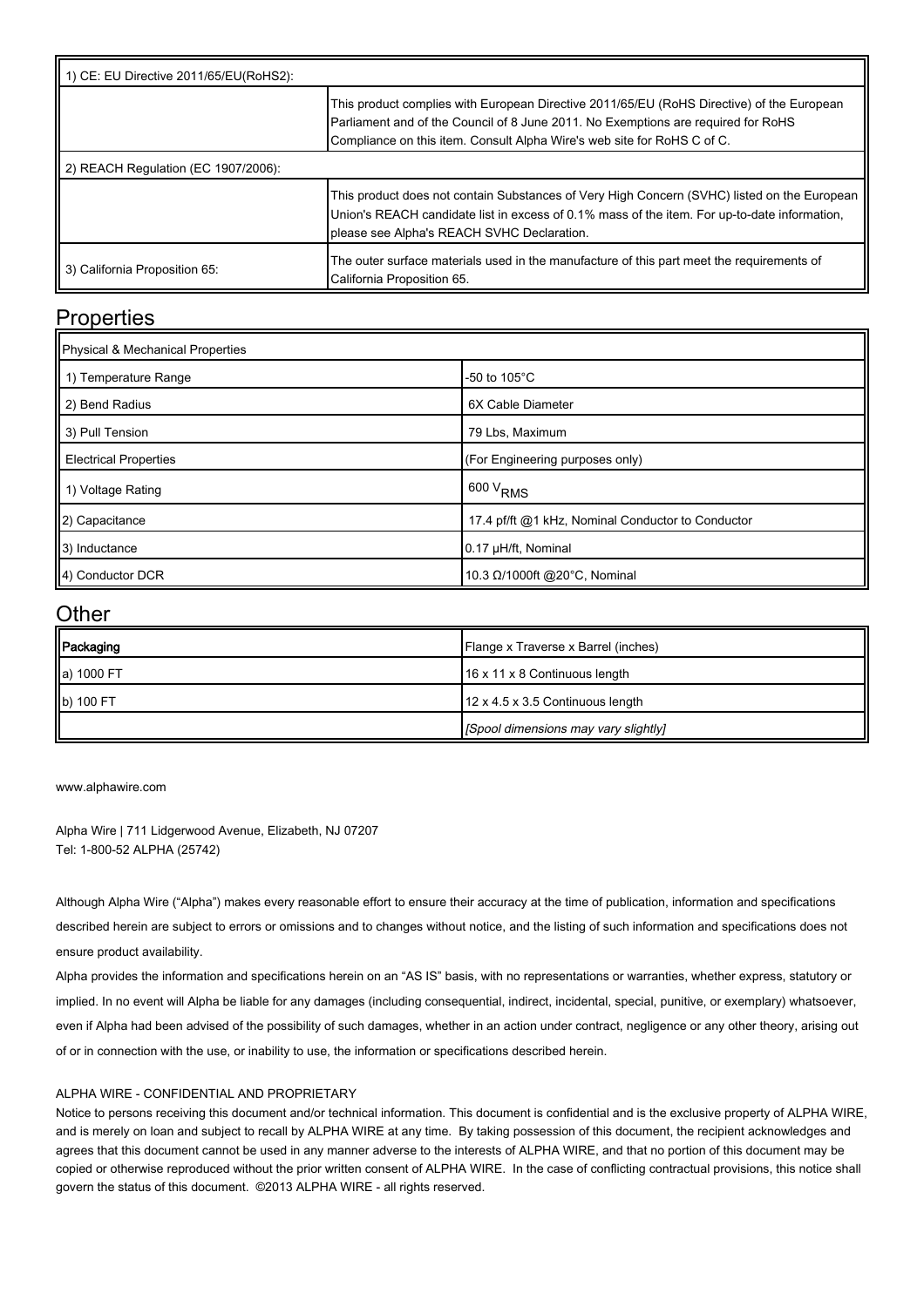| 1) CE: EU Directive 2011/65/EU(RoHS2): | |
|---|---|
| | This product complies with European Directive 2011/65/EU (RoHS Directive) of the European Parliament and of the Council of 8 June 2011. No Exemptions are required for RoHS Compliance on this item. Consult Alpha Wire's web site for RoHS C of C. |
| 2) REACH Regulation (EC 1907/2006): | |
| | This product does not contain Substances of Very High Concern (SVHC) listed on the European Union's REACH candidate list in excess of 0.1% mass of the item. For up-to-date information, please see Alpha's REACH SVHC Declaration. |
| 3) California Proposition 65: | The outer surface materials used in the manufacture of this part meet the requirements of California Proposition 65. |

## Properties

| Physical & Mechanical Properties | |
|---|---|
| 1) Temperature Range | -50 to 105°C |
| 2) Bend Radius | 6X Cable Diameter |
| 3) Pull Tension | 79 Lbs, Maximum |
| Electrical Properties | (For Engineering purposes only) |
| 1) Voltage Rating | 600 $V_{RMS}$ |
| 2) Capacitance | 17.4 pf/ft @1 kHz, Nominal Conductor to Conductor |
| 3) Inductance | 0.17 µH/ft, Nominal |
| 4) Conductor DCR | 10.3 Ω/1000ft @20°C, Nominal |

## Other

| Packaging | Flange x Traverse x Barrel (inches) |
|---|---|
| a) 1000 FT | 16 x 11 x 8 Continuous length |
| b) 100 FT | 12 x 4.5 x 3.5 Continuous length |
| | *[Spool dimensions may vary slightly]* |

www.alphawire.com

Alpha Wire | 711 Lidgerwood Avenue, Elizabeth, NJ 07207
Tel: 1-800-52 ALPHA (25742)

Although Alpha Wire ("Alpha") makes every reasonable effort to ensure their accuracy at the time of publication, information and specifications described herein are subject to errors or omissions and to changes without notice, and the listing of such information and specifications does not ensure product availability.

Alpha provides the information and specifications herein on an "AS IS" basis, with no representations or warranties, whether express, statutory or implied. In no event will Alpha be liable for any damages (including consequential, indirect, incidental, special, punitive, or exemplary) whatsoever, even if Alpha had been advised of the possibility of such damages, whether in an action under contract, negligence or any other theory, arising out of or in connection with the use, or inability to use, the information or specifications described herein.

ALPHA WIRE - CONFIDENTIAL AND PROPRIETARY

Notice to persons receiving this document and/or technical information. This document is confidential and is the exclusive property of ALPHA WIRE, and is merely on loan and subject to recall by ALPHA WIRE at any time. By taking possession of this document, the recipient acknowledges and agrees that this document cannot be used in any manner adverse to the interests of ALPHA WIRE, and that no portion of this document may be copied or otherwise reproduced without the prior written consent of ALPHA WIRE. In the case of conflicting contractual provisions, this notice shall govern the status of this document. ©2013 ALPHA WIRE - all rights reserved.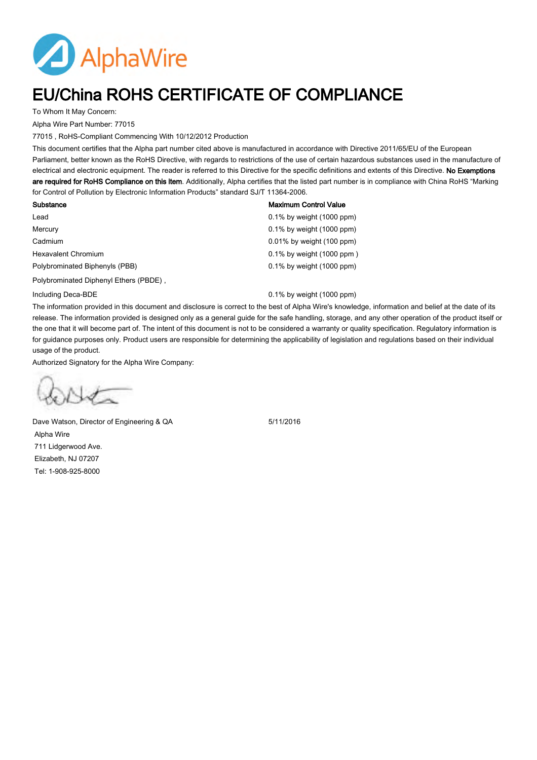# EU/China ROHS CERTIFICATE OF COMPLIANCE

To Whom It May Concern:

Alpha Wire Part Number: 77015

77015 , RoHS-Compliant Commencing With 10/12/2012 Production

This document certifies that the Alpha part number cited above is manufactured in accordance with Directive 2011/65/EU of the European Parliament, better known as the RoHS Directive, with regards to restrictions of the use of certain hazardous substances used in the manufacture of electrical and electronic equipment. The reader is referred to this Directive for the specific definitions and extents of this Directive. **No Exemptions are required for RoHS Compliance on this item**. Additionally, Alpha certifies that the listed part number is in compliance with China RoHS "Marking for Control of Pollution by Electronic Information Products" standard SJ/T 11364-2006.

| Substance | Maximum Control Value |
|---|---|
| Lead | 0.1% by weight (1000 ppm) |
| Mercury | 0.1% by weight (1000 ppm) |
| Cadmium | 0.01% by weight (100 ppm) |
| Hexavalent Chromium | 0.1% by weight (1000 ppm ) |
| Polybrominated Biphenyls (PBB) | 0.1% by weight (1000 ppm) |
| Polybrominated Diphenyl Ethers (PBDE) , Including Deca-BDE | 0.1% by weight (1000 ppm) |

The information provided in this document and disclosure is correct to the best of Alpha Wire's knowledge, information and belief at the date of its release. The information provided is designed only as a general guide for the safe handling, storage, and any other operation of the product itself or the one that it will become part of. The intent of this document is not to be considered a warranty or quality specification. Regulatory information is for guidance purposes only. Product users are responsible for determining the applicability of legislation and regulations based on their individual usage of the product.

Authorized Signatory for the Alpha Wire Company:

Dave Watson, Director of Engineering & QA 5/11/2016

Alpha Wire
711 Lidgerwood Ave.
Elizabeth, NJ 07207
Tel: 1-908-925-8000